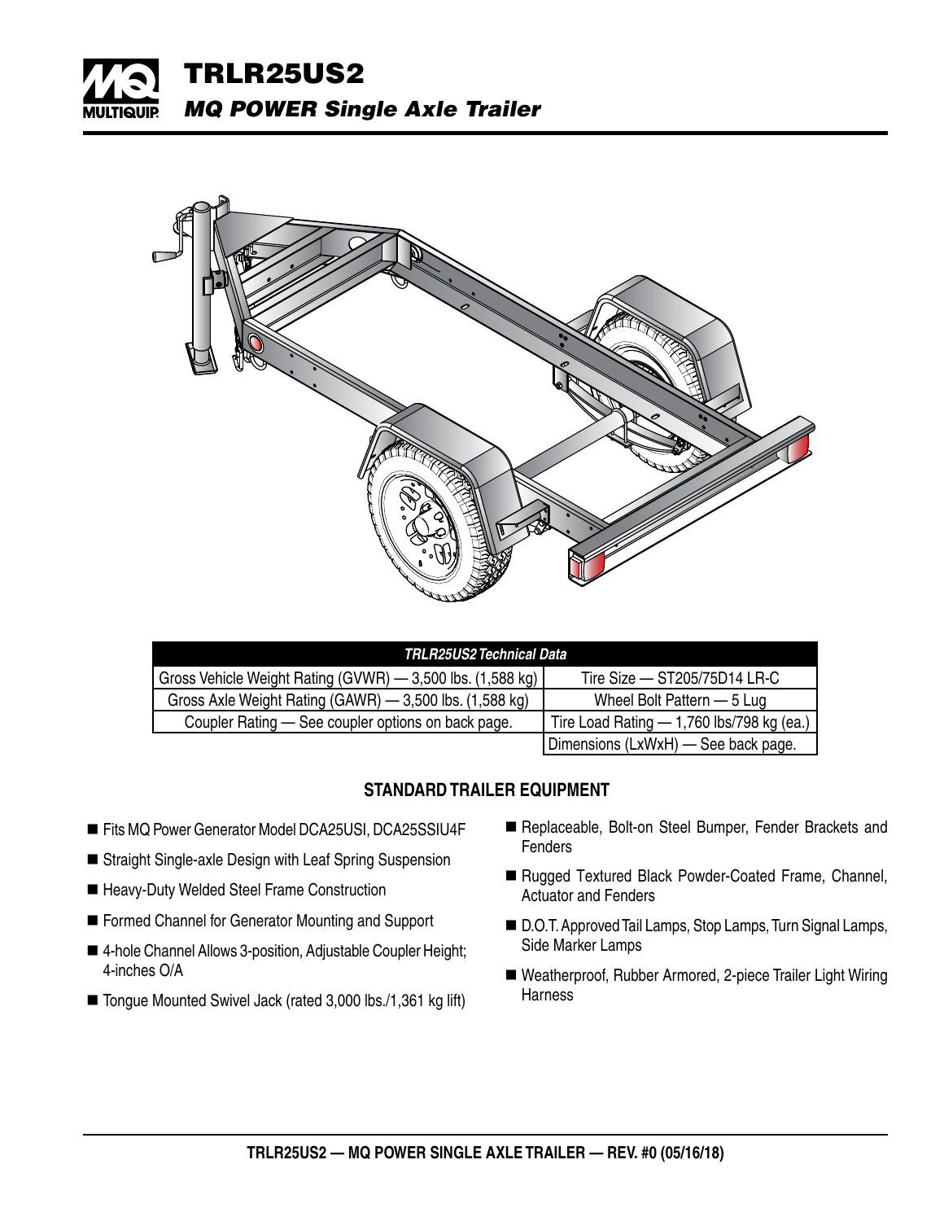# TRLR25US2

## *MQ POWER Single Axle Trailer*

| *TRLR25US2 Technical Data* | |
|---|---|
| Gross Vehicle Weight Rating (GVWR) — 3,500 lbs. (1,588 kg) | Tire Size — ST205/75D14 LR-C |
| Gross Axle Weight Rating (GAWR) — 3,500 lbs. (1,588 kg) | Wheel Bolt Pattern — 5 Lug |
| Coupler Rating — See coupler options on back page. | Tire Load Rating — 1,760 lbs/798 kg (ea.) |
| | Dimensions (LxWxH) — See back page. |

### STANDARD TRAILER EQUIPMENT

- Fits MQ Power Generator Model DCA25USI, DCA25SSIU4F
- Straight Single-axle Design with Leaf Spring Suspension
- Heavy-Duty Welded Steel Frame Construction
- Formed Channel for Generator Mounting and Support
- 4-hole Channel Allows 3-position, Adjustable Coupler Height; 4-inches O/A
- Tongue Mounted Swivel Jack (rated 3,000 lbs./1,361 kg lift)
- Replaceable, Bolt-on Steel Bumper, Fender Brackets and Fenders
- Rugged Textured Black Powder-Coated Frame, Channel, Actuator and Fenders
- D.O.T. Approved Tail Lamps, Stop Lamps, Turn Signal Lamps, Side Marker Lamps
- Weatherproof, Rubber Armored, 2-piece Trailer Light Wiring Harness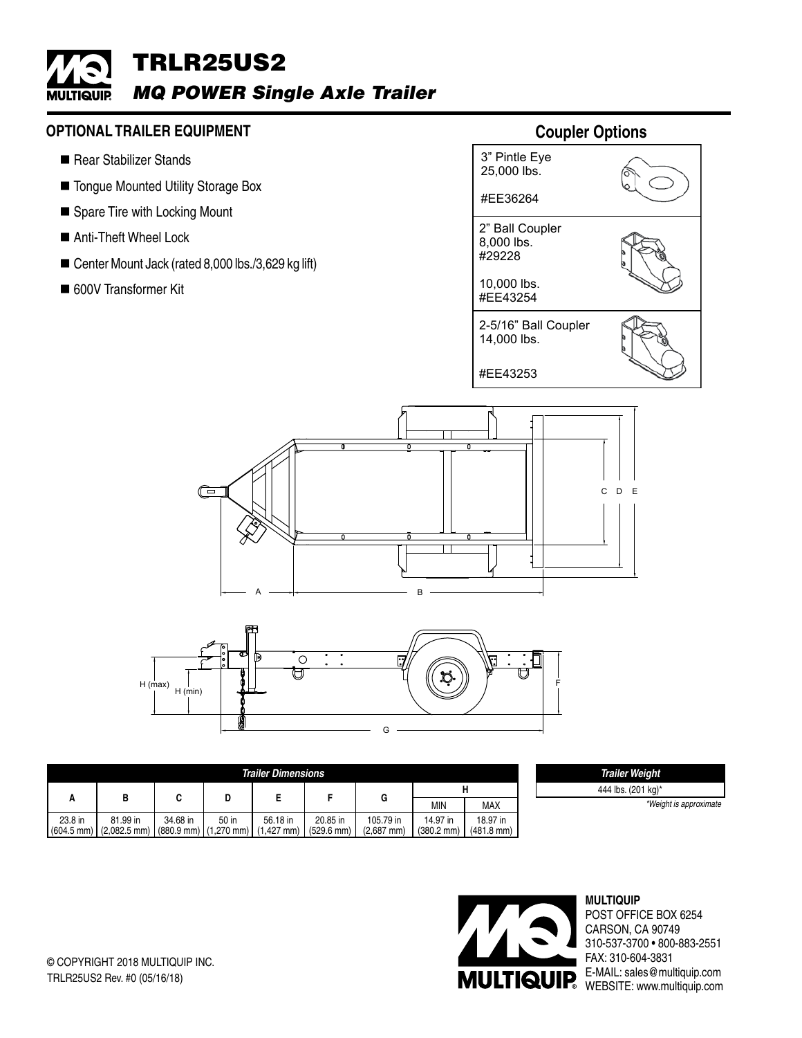# TRLR25US2

## *MQ POWER Single Axle Trailer*

### OPTIONAL TRAILER EQUIPMENT

- Rear Stabilizer Stands
- Tongue Mounted Utility Storage Box
- Spare Tire with Locking Mount
- Anti-Theft Wheel Lock
- Center Mount Jack (rated 8,000 lbs./3,629 kg lift)
- 600V Transformer Kit

### Coupler Options

| | |
|---|---|
| 3" Pintle Eye 25,000 lbs. #EE36264 | |
| 2" Ball Coupler 8,000 lbs. #29228 10,000 lbs. #EE43254 | |
| 2-5/16" Ball Coupler 14,000 lbs. #EE43253 | |

A
B
C D E
H (max)
H (min)
G
F

| *Trailer Dimensions* | | | | | | | | |
|---|---|---|---|---|---|---|---|---|
| A | B | C | D | E | F | G | H | |
| | | | | | | | MIN | MAX |
| 23.8 in (604.5 mm) | 81.99 in (2,082.5 mm) | 34.68 in (880.9 mm) | 50 in (1,270 mm) | 56.18 in (1,427 mm) | 20.85 in (529.6 mm) | 105.79 in (2,687 mm) | 14.97 in (380.2 mm) | 18.97 in (481.8 mm) |

| *Trailer Weight* |
|---|
| 444 lbs. (201 kg)* |

*\*Weight is approximate*

**MULTIQUIP**
POST OFFICE BOX 6254
CARSON, CA 90749
310-537-3700 • 800-883-2551
FAX: 310-604-3831
E-MAIL: sales@multiquip.com
WEBSITE: www.multiquip.com

© COPYRIGHT 2018 MULTIQUIP INC.
TRLR25US2 Rev. #0 (05/16/18)